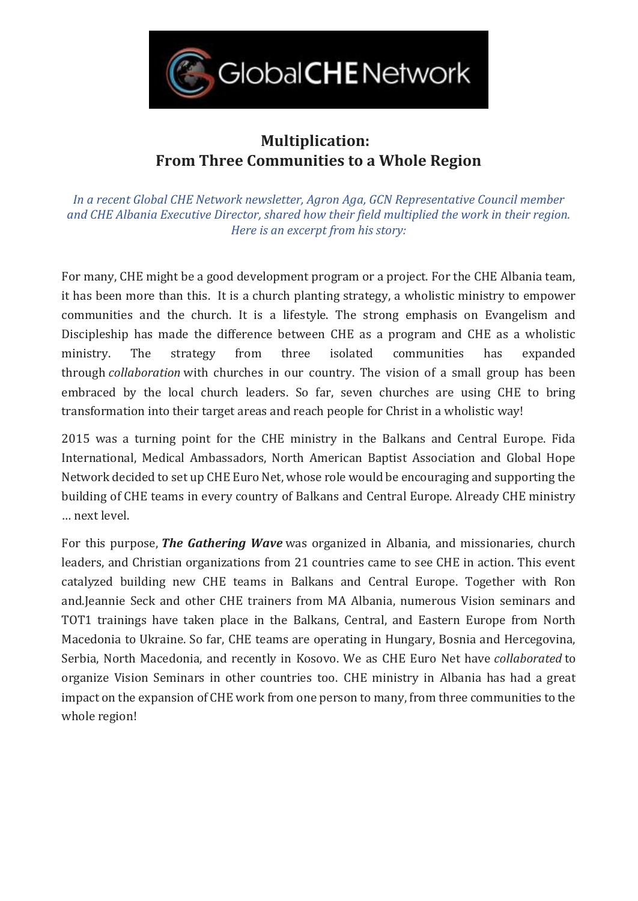# Multiplication: From Three Communities to a Whole Region

*In a recent Global CHE Network newsletter, Agron Aga, GCN Representative Council member and CHE Albania Executive Director, shared how their field multiplied the work in their region. Here is an excerpt from his story:*

For many, CHE might be a good development program or a project. For the CHE Albania team, it has been more than this. It is a church planting strategy, a wholistic ministry to empower communities and the church. It is a lifestyle. The strong emphasis on Evangelism and Discipleship has made the difference between CHE as a program and CHE as a wholistic ministry. The strategy from three isolated communities has expanded through *collaboration* with churches in our country. The vision of a small group has been embraced by the local church leaders. So far, seven churches are using CHE to bring transformation into their target areas and reach people for Christ in a wholistic way!

2015 was a turning point for the CHE ministry in the Balkans and Central Europe. Fida International, Medical Ambassadors, North American Baptist Association and Global Hope Network decided to set up CHE Euro Net, whose role would be encouraging and supporting the building of CHE teams in every country of Balkans and Central Europe. Already CHE ministry … next level.

For this purpose, ***The Gathering Wave*** was organized in Albania, and missionaries, church leaders, and Christian organizations from 21 countries came to see CHE in action. This event catalyzed building new CHE teams in Balkans and Central Europe. Together with Ron and.Jeannie Seck and other CHE trainers from MA Albania, numerous Vision seminars and TOT1 trainings have taken place in the Balkans, Central, and Eastern Europe from North Macedonia to Ukraine. So far, CHE teams are operating in Hungary, Bosnia and Hercegovina, Serbia, North Macedonia, and recently in Kosovo. We as CHE Euro Net have *collaborated* to organize Vision Seminars in other countries too. CHE ministry in Albania has had a great impact on the expansion of CHE work from one person to many, from three communities to the whole region!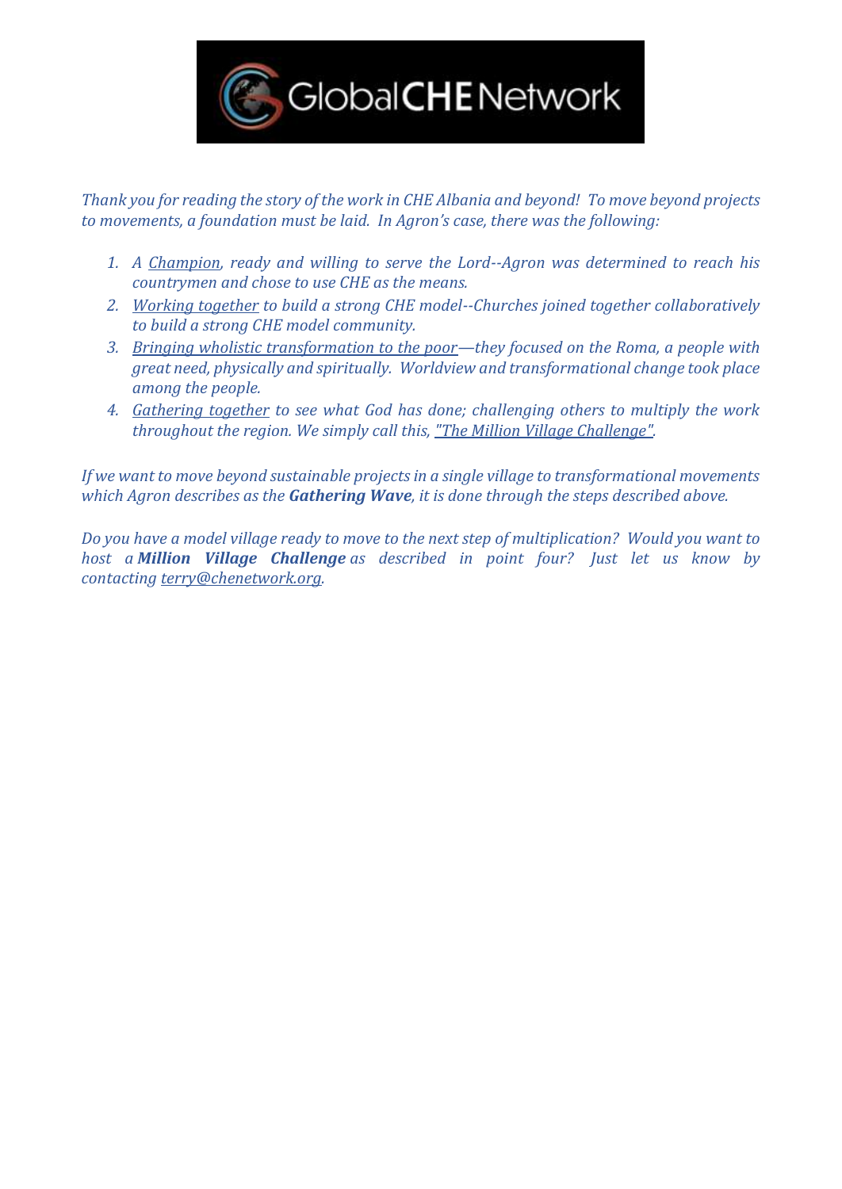*Thank you for reading the story of the work in CHE Albania and beyond! To move beyond projects to movements, a foundation must be laid. In Agron's case, there was the following:*

1. *A Champion, ready and willing to serve the Lord--Agron was determined to reach his countrymen and chose to use CHE as the means.*
2. *Working together to build a strong CHE model--Churches joined together collaboratively to build a strong CHE model community.*
3. *Bringing wholistic transformation to the poor—they focused on the Roma, a people with great need, physically and spiritually. Worldview and transformational change took place among the people.*
4. *Gathering together to see what God has done; challenging others to multiply the work throughout the region. We simply call this, "The Million Village Challenge".*

*If we want to move beyond sustainable projects in a single village to transformational movements which Agron describes as the **Gathering Wave**, it is done through the steps described above.*

*Do you have a model village ready to move to the next step of multiplication? Would you want to host a **Million Village Challenge** as described in point four? Just let us know by contacting terry@chenetwork.org.*